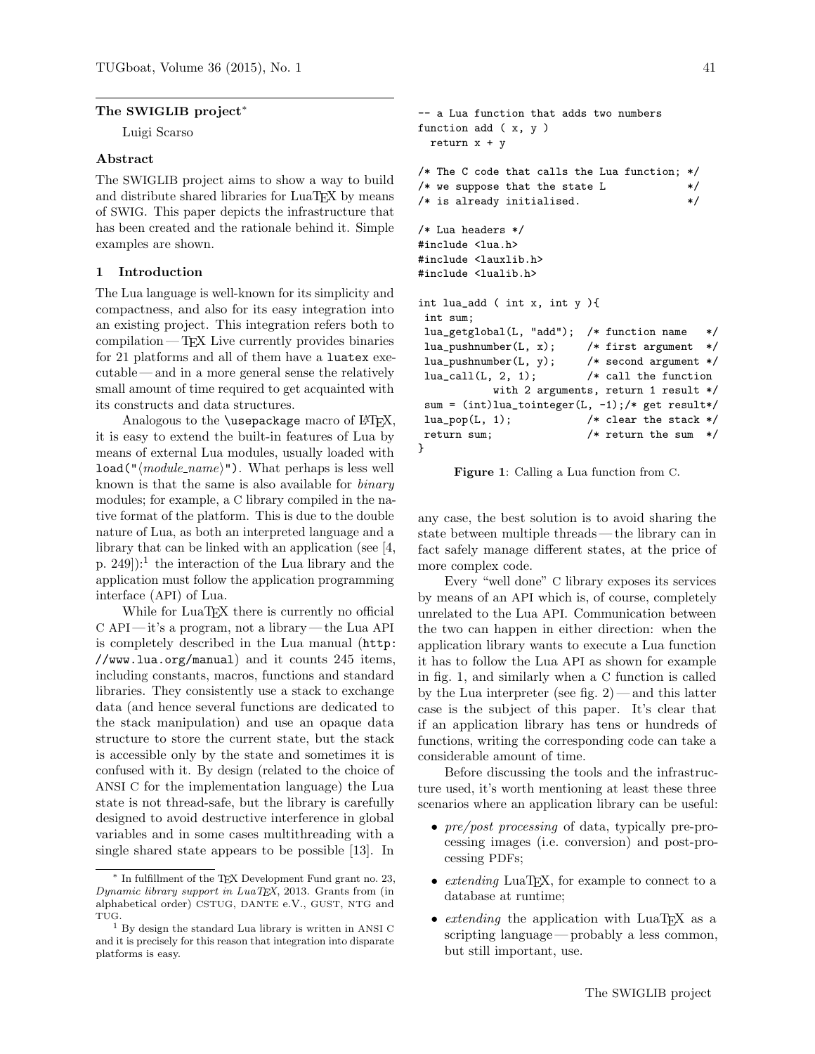## The SWIGLIB project*

Luigi Scarso

### Abstract

The SWIGLIB project aims to show a way to build and distribute shared libraries for LuaTEX by means of SWIG. This paper depicts the infrastructure that has been created and the rationale behind it. Simple examples are shown.

### 1 Introduction

The Lua language is well-known for its simplicity and compactness, and also for its easy integration into an existing project. This integration refers both to compilation — TEX Live currently provides binaries for 21 platforms and all of them have a `luatex` executable — and in a more general sense the relatively small amount of time required to get acquainted with its constructs and data structures.

Analogous to the `\usepackage` macro of LATEX, it is easy to extend the built-in features of Lua by means of external Lua modules, usually loaded with `load("`⟨*module_name*⟩`")`. What perhaps is less well known is that the same is also available for *binary* modules; for example, a C library compiled in the native format of the platform. This is due to the double nature of Lua, as both an interpreted language and a library that can be linked with an application (see [4, p. 249]):[1] the interaction of the Lua library and the application must follow the application programming interface (API) of Lua.

While for LuaTEX there is currently no official C API — it's a program, not a library — the Lua API is completely described in the Lua manual (http://www.lua.org/manual) and it counts 245 items, including constants, macros, functions and standard libraries. They consistently use a stack to exchange data (and hence several functions are dedicated to the stack manipulation) and use an opaque data structure to store the current state, but the stack is accessible only by the state and sometimes it is confused with it. By design (related to the choice of ANSI C for the implementation language) the Lua state is not thread-safe, but the library is carefully designed to avoid destructive interference in global variables and in some cases multithreading with a single shared state appears to be possible [13]. In any case, the best solution is to avoid sharing the state between multiple threads — the library can in fact safely manage different states, at the price of more complex code.

```
-- a Lua function that adds two numbers
function add ( x, y )
  return x + y

/* The C code that calls the Lua function; */
/* we suppose that the state L             */
/* is already initialised.                 */

/* Lua headers */
#include <lua.h>
#include <lauxlib.h>
#include <lualib.h>

int lua_add ( int x, int y ){
 int sum;
 lua_getglobal(L, "add");  /* function name   */
 lua_pushnumber(L, x);     /* first argument  */
 lua_pushnumber(L, y);     /* second argument */
 lua_call(L, 2, 1);        /* call the function
           with 2 arguments, return 1 result */
 sum = (int)lua_tointeger(L, -1);/* get result*/
 lua_pop(L, 1);            /* clear the stack */
 return sum;               /* return the sum  */
}
```

**Figure 1**: Calling a Lua function from C.

Every "well done" C library exposes its services by means of an API which is, of course, completely unrelated to the Lua API. Communication between the two can happen in either direction: when the application library wants to execute a Lua function it has to follow the Lua API as shown for example in fig. 1, and similarly when a C function is called by the Lua interpreter (see fig. 2) — and this latter case is the subject of this paper. It's clear that if an application library has tens or hundreds of functions, writing the corresponding code can take a considerable amount of time.

Before discussing the tools and the infrastructure used, it's worth mentioning at least these three scenarios where an application library can be useful:

- *pre/post processing* of data, typically pre-processing images (i.e. conversion) and post-processing PDFs;
- *extending* LuaTEX, for example to connect to a database at runtime;
- *extending* the application with LuaTEX as a scripting language — probably a less common, but still important, use.

---

\* In fulfillment of the TEX Development Fund grant no. 23, *Dynamic library support in LuaTEX*, 2013. Grants from (in alphabetical order) CSTUG, DANTE e.V., GUST, NTG and TUG.

[1] By design the standard Lua library is written in ANSI C and it is precisely for this reason that integration into disparate platforms is easy.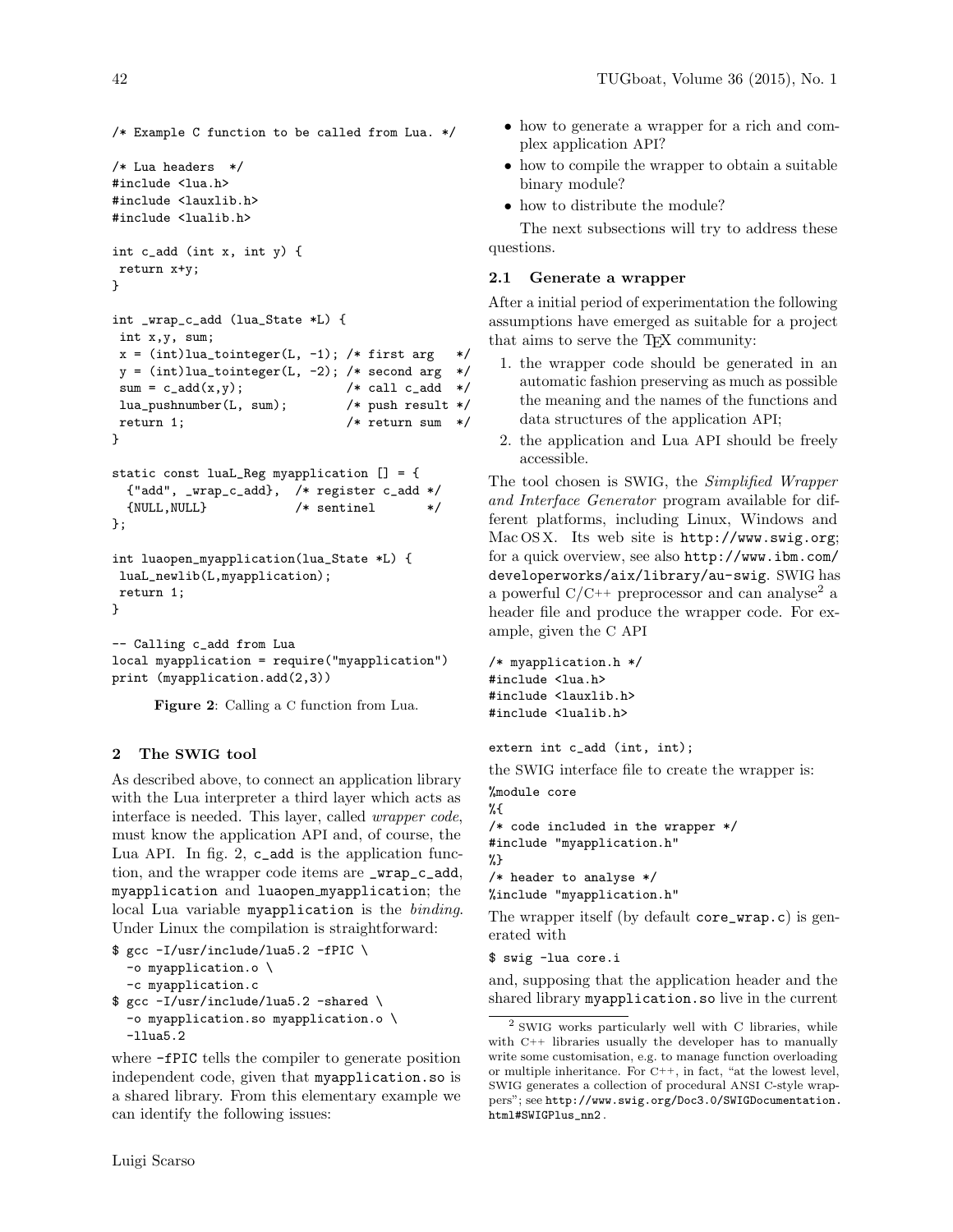```
/* Example C function to be called from Lua. */

/* Lua headers  */
#include <lua.h>
#include <lauxlib.h>
#include <lualib.h>

int c_add (int x, int y) {
 return x+y;
}

int _wrap_c_add (lua_State *L) {
 int x,y, sum;
 x = (int)lua_tointeger(L, -1); /* first arg   */
 y = (int)lua_tointeger(L, -2); /* second arg  */
 sum = c_add(x,y);              /* call c_add  */
 lua_pushnumber(L, sum);        /* push result */
 return 1;                      /* return sum  */
}

static const luaL_Reg myapplication [] = {
  {"add", _wrap_c_add},  /* register c_add */
  {NULL,NULL}            /* sentinel       */
};

int luaopen_myapplication(lua_State *L) {
 luaL_newlib(L,myapplication);
 return 1;
}

-- Calling c_add from Lua
local myapplication = require("myapplication")
print (myapplication.add(2,3))
```

**Figure 2**: Calling a C function from Lua.

## 2 The SWIG tool

As described above, to connect an application library with the Lua interpreter a third layer which acts as interface is needed. This layer, called *wrapper code*, must know the application API and, of course, the Lua API. In fig. 2, `c_add` is the application function, and the wrapper code items are `_wrap_c_add`, `myapplication` and `luaopen_myapplication`; the local Lua variable `myapplication` is the *binding*. Under Linux the compilation is straightforward:

```
$ gcc -I/usr/include/lua5.2 -fPIC \
  -o myapplication.o \
  -c myapplication.c
$ gcc -I/usr/include/lua5.2 -shared \
  -o myapplication.so myapplication.o \
  -llua5.2
```

where `-fPIC` tells the compiler to generate position independent code, given that `myapplication.so` is a shared library. From this elementary example we can identify the following issues:

- how to generate a wrapper for a rich and complex application API?
- how to compile the wrapper to obtain a suitable binary module?
- how to distribute the module?

The next subsections will try to address these questions.

### 2.1 Generate a wrapper

After a initial period of experimentation the following assumptions have emerged as suitable for a project that aims to serve the TEX community:

1. the wrapper code should be generated in an automatic fashion preserving as much as possible the meaning and the names of the functions and data structures of the application API;
2. the application and Lua API should be freely accessible.

The tool chosen is SWIG, the *Simplified Wrapper and Interface Generator* program available for different platforms, including Linux, Windows and Mac OS X. Its web site is `http://www.swig.org`; for a quick overview, see also `http://www.ibm.com/developerworks/aix/library/au-swig`. SWIG has a powerful C/C++ preprocessor and can analyse[2] a header file and produce the wrapper code. For example, given the C API

```
/* myapplication.h */
#include <lua.h>
#include <lauxlib.h>
#include <lualib.h>

extern int c_add (int, int);
```

the SWIG interface file to create the wrapper is:

```
%module core
%{
/* code included in the wrapper */
#include "myapplication.h"
%}
/* header to analyse */
%include "myapplication.h"
```

The wrapper itself (by default `core_wrap.c`) is generated with

```
$ swig -lua core.i
```

and, supposing that the application header and the shared library `myapplication.so` live in the current

[2] SWIG works particularly well with C libraries, while with C++ libraries usually the developer has to manually write some customisation, e.g. to manage function overloading or multiple inheritance. For C++, in fact, "at the lowest level, SWIG generates a collection of procedural ANSI C-style wrappers"; see `http://www.swig.org/Doc3.0/SWIGDocumentation.html#SWIGPlus_nn2`.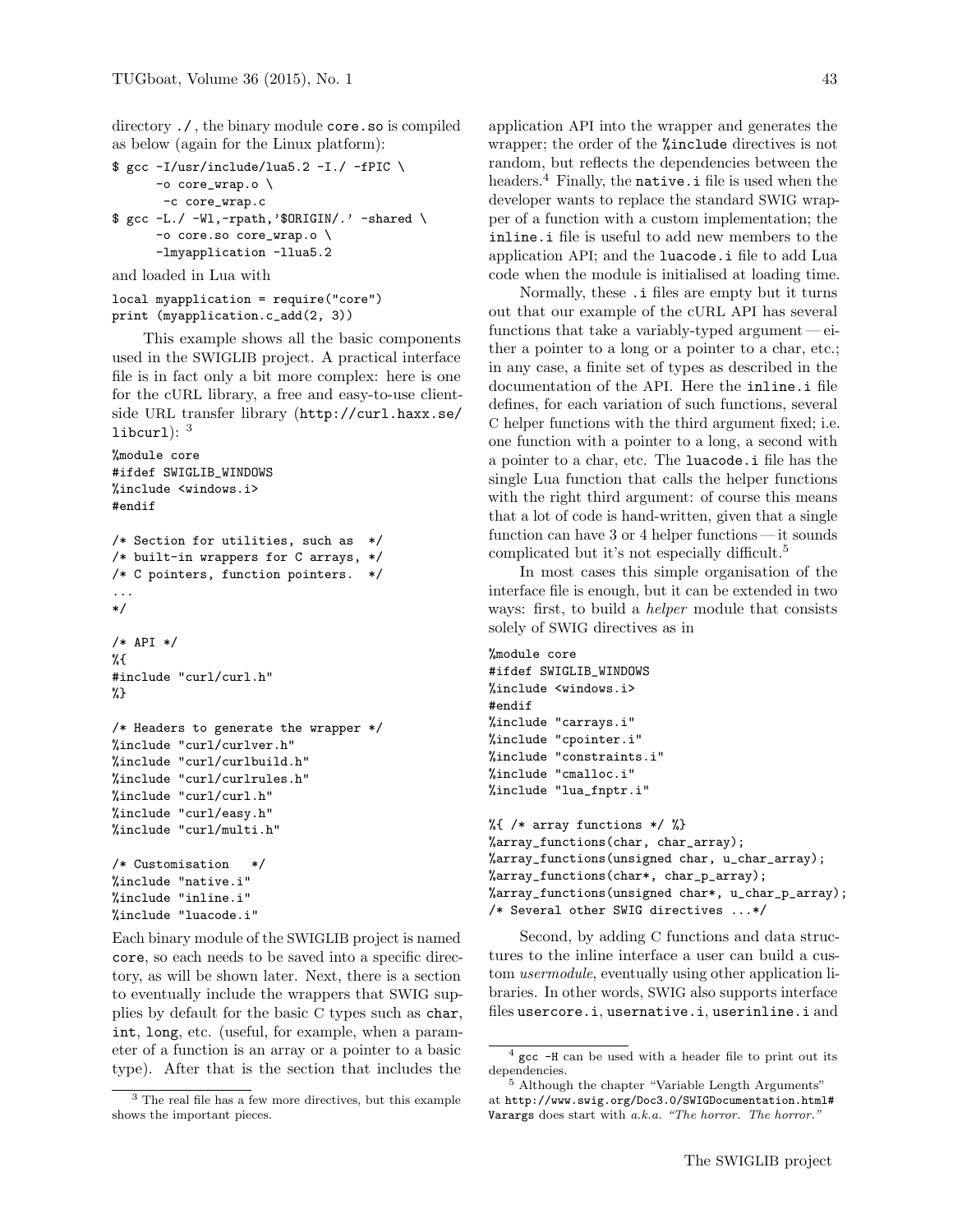directory `./`, the binary module `core.so` is compiled as below (again for the Linux platform):

```
$ gcc -I/usr/include/lua5.2 -I./ -fPIC \
      -o core_wrap.o \
       -c core_wrap.c
$ gcc -L./ -Wl,-rpath,'$ORIGIN/.' -shared \
      -o core.so core_wrap.o \
      -lmyapplication -llua5.2
```

and loaded in Lua with

```
local myapplication = require("core")
print (myapplication.c_add(2, 3))
```

This example shows all the basic components used in the SWIGLIB project. A practical interface file is in fact only a bit more complex: here is one for the cURL library, a free and easy-to-use client-side URL transfer library (`http://curl.haxx.se/libcurl`): [3]

```
%module core
#ifdef SWIGLIB_WINDOWS
%include <windows.i>
#endif

/* Section for utilities, such as  */
/* built-in wrappers for C arrays, */
/* C pointers, function pointers.  */
...
*/

/* API */
%{
#include "curl/curl.h"
%}

/* Headers to generate the wrapper */
%include "curl/curlver.h"
%include "curl/curlbuild.h"
%include "curl/curlrules.h"
%include "curl/curl.h"
%include "curl/easy.h"
%include "curl/multi.h"

/* Customisation   */
%include "native.i"
%include "inline.i"
%include "luacode.i"
```

Each binary module of the SWIGLIB project is named `core`, so each needs to be saved into a specific directory, as will be shown later. Next, there is a section to eventually include the wrappers that SWIG supplies by default for the basic C types such as `char`, `int`, `long`, etc. (useful, for example, when a parameter of a function is an array or a pointer to a basic type). After that is the section that includes the application API into the wrapper and generates the wrapper; the order of the `%include` directives is not random, but reflects the dependencies between the headers.[4] Finally, the `native.i` file is used when the developer wants to replace the standard SWIG wrapper of a function with a custom implementation; the `inline.i` file is useful to add new members to the application API; and the `luacode.i` file to add Lua code when the module is initialised at loading time.

Normally, these `.i` files are empty but it turns out that our example of the cURL API has several functions that take a variably-typed argument — either a pointer to a long or a pointer to a char, etc.; in any case, a finite set of types as described in the documentation of the API. Here the `inline.i` file defines, for each variation of such functions, several C helper functions with the third argument fixed; i.e. one function with a pointer to a long, a second with a pointer to a char, etc. The `luacode.i` file has the single Lua function that calls the helper functions with the right third argument: of course this means that a lot of code is hand-written, given that a single function can have 3 or 4 helper functions — it sounds complicated but it's not especially difficult.[5]

In most cases this simple organisation of the interface file is enough, but it can be extended in two ways: first, to build a *helper* module that consists solely of SWIG directives as in

```
%module core
#ifdef SWIGLIB_WINDOWS
%include <windows.i>
#endif
%include "carrays.i"
%include "cpointer.i"
%include "constraints.i"
%include "cmalloc.i"
%include "lua_fnptr.i"

%{ /* array functions */ %}
%array_functions(char, char_array);
%array_functions(unsigned char, u_char_array);
%array_functions(char*, char_p_array);
%array_functions(unsigned char*, u_char_p_array);
/* Several other SWIG directives ...*/
```

Second, by adding C functions and data structures to the inline interface a user can build a custom *usermodule*, eventually using other application libraries. In other words, SWIG also supports interface files `usercore.i`, `usernative.i`, `userinline.i` and

---

[3] The real file has a few more directives, but this example shows the important pieces.

[4] `gcc -H` can be used with a header file to print out its dependencies.

[5] Although the chapter "Variable Length Arguments" at `http://www.swig.org/Doc3.0/SWIGDocumentation.html#Varargs` does start with *a.k.a. "The horror. The horror."*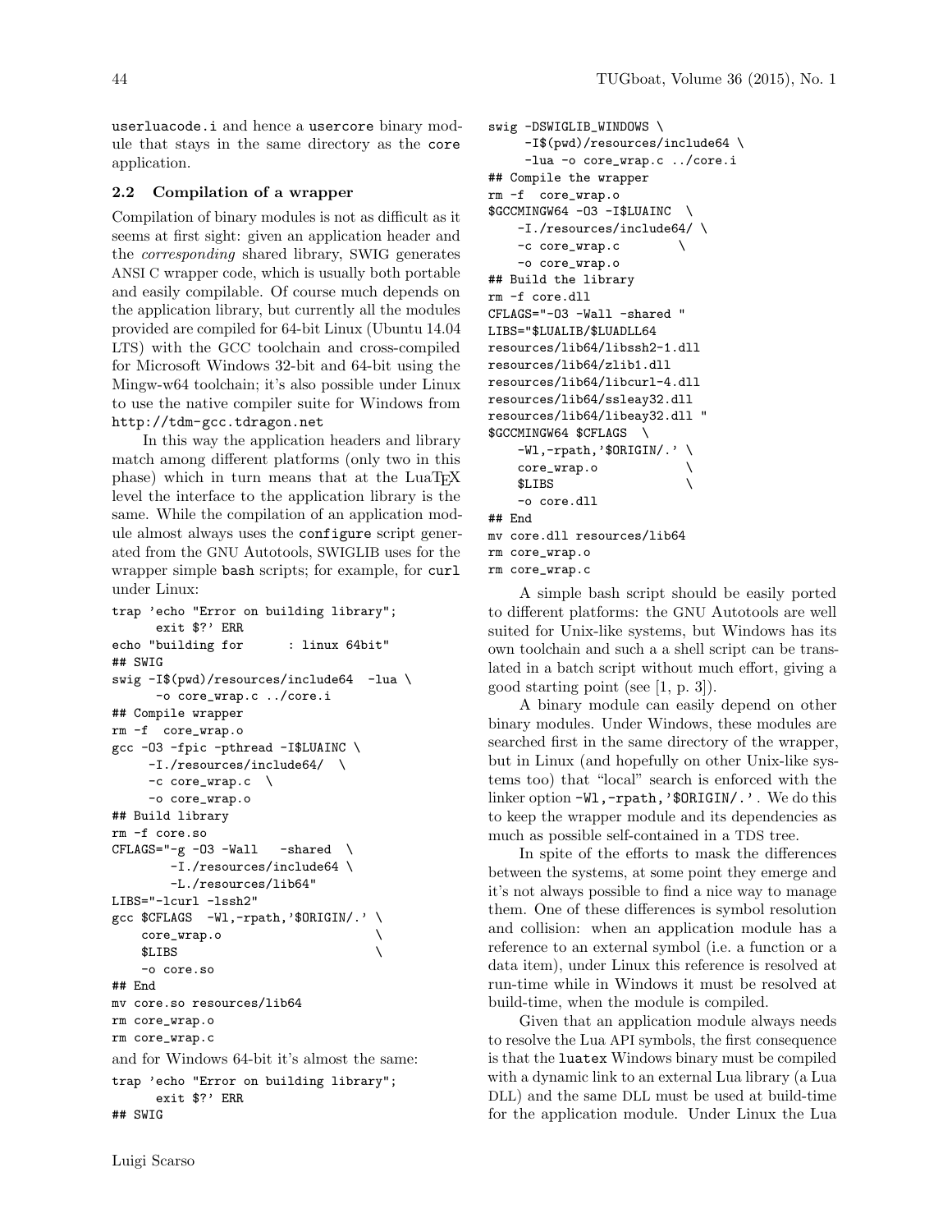userluacode.i and hence a usercore binary module that stays in the same directory as the core application.

### 2.2 Compilation of a wrapper

Compilation of binary modules is not as difficult as it seems at first sight: given an application header and the *corresponding* shared library, SWIG generates ANSI C wrapper code, which is usually both portable and easily compilable. Of course much depends on the application library, but currently all the modules provided are compiled for 64-bit Linux (Ubuntu 14.04 LTS) with the GCC toolchain and cross-compiled for Microsoft Windows 32-bit and 64-bit using the Mingw-w64 toolchain; it's also possible under Linux to use the native compiler suite for Windows from http://tdm-gcc.tdragon.net

In this way the application headers and library match among different platforms (only two in this phase) which in turn means that at the LuaTEX level the interface to the application library is the same. While the compilation of an application module almost always uses the configure script generated from the GNU Autotools, SWIGLIB uses for the wrapper simple bash scripts; for example, for curl under Linux:

```
trap 'echo "Error on building library";
      exit $?' ERR
echo "building for      : linux 64bit"
## SWIG
swig -I$(pwd)/resources/include64  -lua \
      -o core_wrap.c ../core.i
## Compile wrapper
rm -f  core_wrap.o
gcc -O3 -fpic -pthread -I$LUAINC \
     -I./resources/include64/  \
     -c core_wrap.c  \
     -o core_wrap.o
## Build library
rm -f core.so
CFLAGS="-g -O3 -Wall   -shared  \
        -I./resources/include64 \
        -L./resources/lib64"
LIBS="-lcurl -lssh2"
gcc $CFLAGS  -Wl,-rpath,'$ORIGIN/.' \
    core_wrap.o                     \
    $LIBS                           \
    -o core.so
## End
mv core.so resources/lib64
rm core_wrap.o
rm core_wrap.c
```

and for Windows 64-bit it's almost the same:

```
trap 'echo "Error on building library";
      exit $?' ERR
## SWIG
swig -DSWIGLIB_WINDOWS \
     -I$(pwd)/resources/include64 \
     -lua -o core_wrap.c ../core.i
## Compile the wrapper
rm -f  core_wrap.o
$GCCMINGW64 -O3 -I$LUAINC  \
    -I./resources/include64/ \
    -c core_wrap.c        \
    -o core_wrap.o
## Build the library
rm -f core.dll
CFLAGS="-O3 -Wall -shared "
LIBS="$LUALIB/$LUADLL64
resources/lib64/libssh2-1.dll
resources/lib64/zlib1.dll
resources/lib64/libcurl-4.dll
resources/lib64/ssleay32.dll
resources/lib64/libeay32.dll "
$GCCMINGW64 $CFLAGS  \
    -Wl,-rpath,'$ORIGIN/.' \
    core_wrap.o           \
    $LIBS                 \
    -o core.dll
## End
mv core.dll resources/lib64
rm core_wrap.o
rm core_wrap.c
```

A simple bash script should be easily ported to different platforms: the GNU Autotools are well suited for Unix-like systems, but Windows has its own toolchain and such a a shell script can be translated in a batch script without much effort, giving a good starting point (see [1, p. 3]).

A binary module can easily depend on other binary modules. Under Windows, these modules are searched first in the same directory of the wrapper, but in Linux (and hopefully on other Unix-like systems too) that "local" search is enforced with the linker option -Wl,-rpath,'$ORIGIN/.' . We do this to keep the wrapper module and its dependencies as much as possible self-contained in a TDS tree.

In spite of the efforts to mask the differences between the systems, at some point they emerge and it's not always possible to find a nice way to manage them. One of these differences is symbol resolution and collision: when an application module has a reference to an external symbol (i.e. a function or a data item), under Linux this reference is resolved at run-time while in Windows it must be resolved at build-time, when the module is compiled.

Given that an application module always needs to resolve the Lua API symbols, the first consequence is that the luatex Windows binary must be compiled with a dynamic link to an external Lua library (a Lua DLL) and the same DLL must be used at build-time for the application module. Under Linux the Lua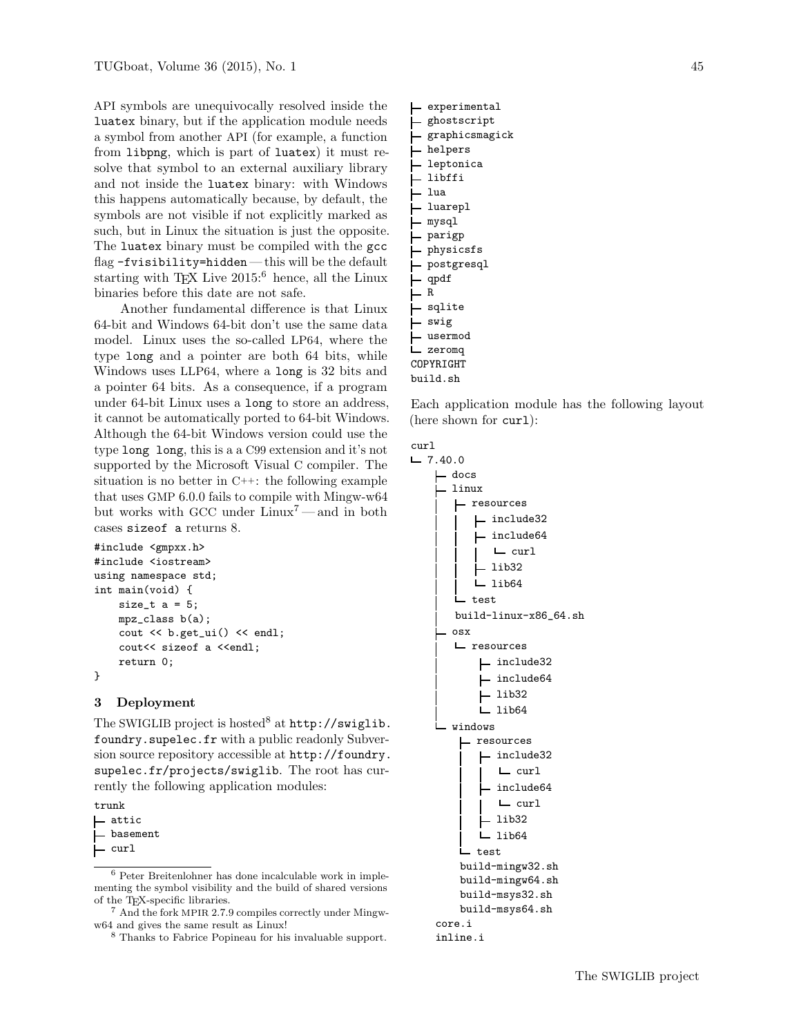API symbols are unequivocally resolved inside the `luatex` binary, but if the application module needs a symbol from another API (for example, a function from `libpng`, which is part of `luatex`) it must resolve that symbol to an external auxiliary library and not inside the `luatex` binary: with Windows this happens automatically because, by default, the symbols are not visible if not explicitly marked as such, but in Linux the situation is just the opposite. The `luatex` binary must be compiled with the `gcc` flag `-fvisibility=hidden` — this will be the default starting with TeX Live 2015:[6] hence, all the Linux binaries before this date are not safe.

Another fundamental difference is that Linux 64-bit and Windows 64-bit don't use the same data model. Linux uses the so-called LP64, where the type `long` and a pointer are both 64 bits, while Windows uses LLP64, where a `long` is 32 bits and a pointer 64 bits. As a consequence, if a program under 64-bit Linux uses a `long` to store an address, it cannot be automatically ported to 64-bit Windows. Although the 64-bit Windows version could use the type `long long`, this is a a C99 extension and it's not supported by the Microsoft Visual C compiler. The situation is no better in C++: the following example that uses GMP 6.0.0 fails to compile with Mingw-w64 but works with GCC under Linux[7] — and in both cases `sizeof a` returns 8.

```
#include <gmpxx.h>
#include <iostream>
using namespace std;
int main(void) {
    size_t a = 5;
    mpz_class b(a);
    cout << b.get_ui() << endl;
    cout<< sizeof a <<endl;
    return 0;
}
```

## 3 Deployment

The SWIGLIB project is hosted[8] at `http://swiglib.foundry.supelec.fr` with a public readonly Subversion source repository accessible at `http://foundry.supelec.fr/projects/swiglib`. The root has currently the following application modules:

```
trunk
├ attic
├ basement
├ curl
├ experimental
├ ghostscript
├ graphicsmagick
├ helpers
├ leptonica
├ libffi
├ lua
├ luarepl
├ mysql
├ parigp
├ physicsfs
├ postgresql
├ qpdf
├ R
├ sqlite
├ swig
├ usermod
└ zeromq
COPYRIGHT
build.sh
```

Each application module has the following layout (here shown for `curl`):

```
curl
└ 7.40.0
    ├ docs
    ├ linux
    │  ├ resources
    │  │  ├ include32
    │  │  ├ include64
    │  │  │  └ curl
    │  │  ├ lib32
    │  │  └ lib64
    │  └ test
    │  build-linux-x86_64.sh
    ├ osx
    │  └ resources
    │      ├ include32
    │      ├ include64
    │      ├ lib32
    │      └ lib64
    └ windows
       ├ resources
       │  ├ include32
       │  │  └ curl
       │  ├ include64
       │  │  └ curl
       │  ├ lib32
       │  └ lib64
       └ test
       build-mingw32.sh
       build-mingw64.sh
       build-msys32.sh
       build-msys64.sh
    core.i
    inline.i
```

---

[6] Peter Breitenlohner has done incalculable work in implementing the symbol visibility and the build of shared versions of the TeX-specific libraries.

[7] And the fork MPIR 2.7.9 compiles correctly under Mingw-w64 and gives the same result as Linux!

[8] Thanks to Fabrice Popineau for his invaluable support.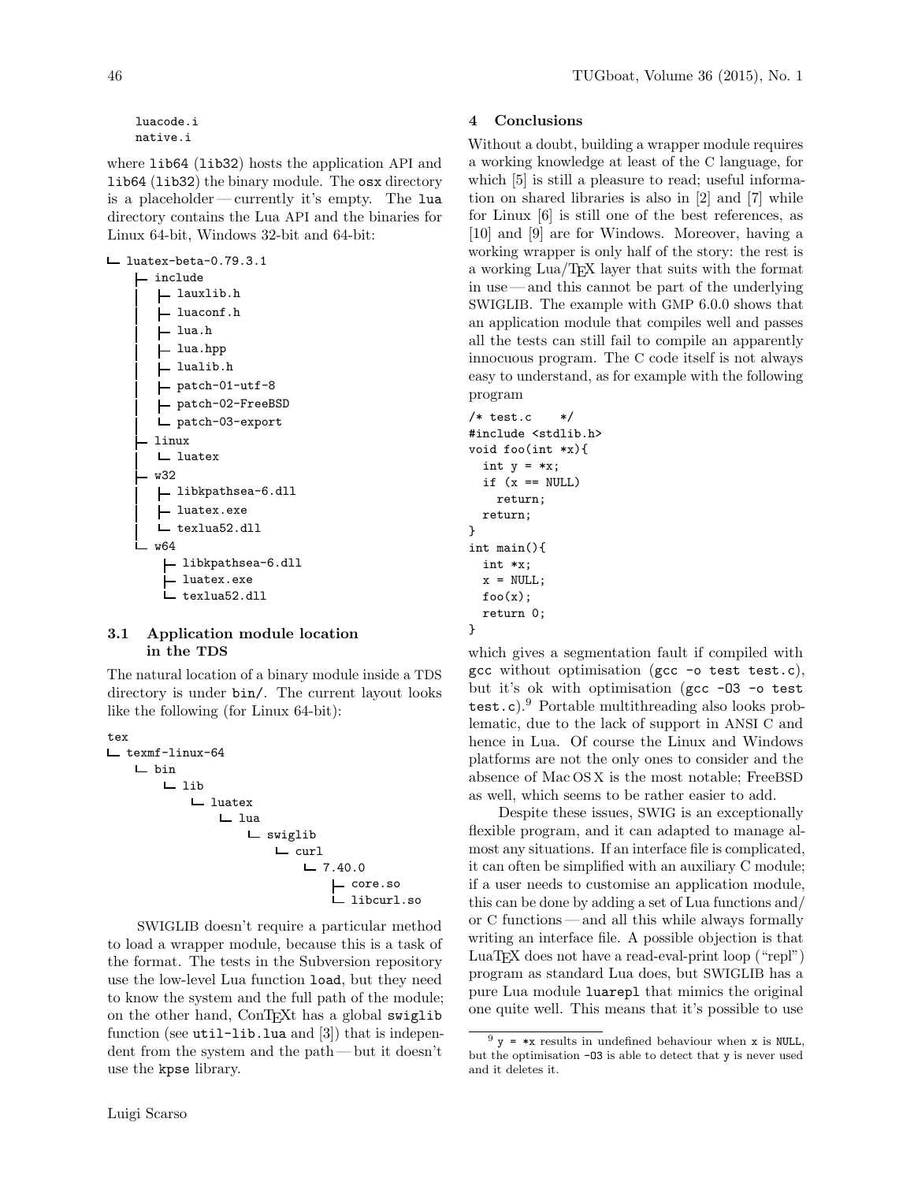```
luacode.i
native.i
```

where lib64 (lib32) hosts the application API and lib64 (lib32) the binary module. The osx directory is a placeholder — currently it's empty. The lua directory contains the Lua API and the binaries for Linux 64-bit, Windows 32-bit and 64-bit:

```
└ luatex-beta-0.79.3.1
   ├ include
   │  ├ lauxlib.h
   │  ├ luaconf.h
   │  ├ lua.h
   │  ├ lua.hpp
   │  ├ lualib.h
   │  ├ patch-01-utf-8
   │  ├ patch-02-FreeBSD
   │  └ patch-03-export
   ├ linux
   │  └ luatex
   ├ w32
   │  ├ libkpathsea-6.dll
   │  ├ luatex.exe
   │  └ texlua52.dll
   └ w64
      ├ libkpathsea-6.dll
      ├ luatex.exe
      └ texlua52.dll
```

### 3.1 Application module location in the TDS

The natural location of a binary module inside a TDS directory is under bin/. The current layout looks like the following (for Linux 64-bit):

```
tex
└ texmf-linux-64
   └ bin
      └ lib
         └ luatex
            └ lua
               └ swiglib
                  └ curl
                     └ 7.40.0
                        ├ core.so
                        └ libcurl.so
```

SWIGLIB doesn't require a particular method to load a wrapper module, because this is a task of the format. The tests in the Subversion repository use the low-level Lua function load, but they need to know the system and the full path of the module; on the other hand, ConTEXt has a global swiglib function (see util-lib.lua and [3]) that is independent from the system and the path — but it doesn't use the kpse library.

## 4 Conclusions

Without a doubt, building a wrapper module requires a working knowledge at least of the C language, for which [5] is still a pleasure to read; useful information on shared libraries is also in [2] and [7] while for Linux [6] is still one of the best references, as [10] and [9] are for Windows. Moreover, having a working wrapper is only half of the story: the rest is a working Lua/TEX layer that suits with the format in use — and this cannot be part of the underlying SWIGLIB. The example with GMP 6.0.0 shows that an application module that compiles well and passes all the tests can still fail to compile an apparently innocuous program. The C code itself is not always easy to understand, as for example with the following program

```
/* test.c    */
#include <stdlib.h>
void foo(int *x){
  int y = *x;
  if (x == NULL)
    return;
  return;
}
int main(){
  int *x;
  x = NULL;
  foo(x);
  return 0;
}
```

which gives a segmentation fault if compiled with gcc without optimisation (gcc -o test test.c), but it's ok with optimisation (gcc -O3 -o test test.c).[9] Portable multithreading also looks problematic, due to the lack of support in ANSI C and hence in Lua. Of course the Linux and Windows platforms are not the only ones to consider and the absence of Mac OS X is the most notable; FreeBSD as well, which seems to be rather easier to add.

Despite these issues, SWIG is an exceptionally flexible program, and it can adapted to manage almost any situations. If an interface file is complicated, it can often be simplified with an auxiliary C module; if a user needs to customise an application module, this can be done by adding a set of Lua functions and/or C functions — and all this while always formally writing an interface file. A possible objection is that LuaTEX does not have a read-eval-print loop ("repl") program as standard Lua does, but SWIGLIB has a pure Lua module luarepl that mimics the original one quite well. This means that it's possible to use

[9] y = *x results in undefined behaviour when x is NULL, but the optimisation -O3 is able to detect that y is never used and it deletes it.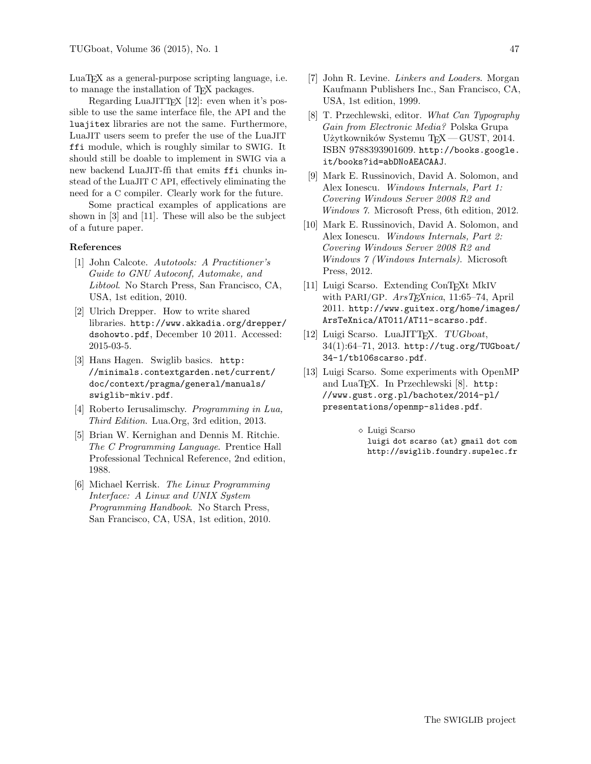LuaTEX as a general-purpose scripting language, i.e. to manage the installation of TEX packages.

Regarding LuaJITTEX [12]: even when it's possible to use the same interface file, the API and the `luajitex` libraries are not the same. Furthermore, LuaJIT users seem to prefer the use of the LuaJIT `ffi` module, which is roughly similar to SWIG. It should still be doable to implement in SWIG via a new backend LuaJIT-ffi that emits `ffi` chunks instead of the LuaJIT C API, effectively eliminating the need for a C compiler. Clearly work for the future.

Some practical examples of applications are shown in [3] and [11]. These will also be the subject of a future paper.

### References

[1] John Calcote. *Autotools: A Practitioner's Guide to GNU Autoconf, Automake, and Libtool*. No Starch Press, San Francisco, CA, USA, 1st edition, 2010.

[2] Ulrich Drepper. How to write shared libraries. `http://www.akkadia.org/drepper/dsohowto.pdf`, December 10 2011. Accessed: 2015-03-5.

[3] Hans Hagen. Swiglib basics. `http://minimals.contextgarden.net/current/doc/context/pragma/general/manuals/swiglib-mkiv.pdf`.

[4] Roberto Ierusalimschy. *Programming in Lua, Third Edition*. Lua.Org, 3rd edition, 2013.

[5] Brian W. Kernighan and Dennis M. Ritchie. *The C Programming Language*. Prentice Hall Professional Technical Reference, 2nd edition, 1988.

[6] Michael Kerrisk. *The Linux Programming Interface: A Linux and UNIX System Programming Handbook*. No Starch Press, San Francisco, CA, USA, 1st edition, 2010.

[7] John R. Levine. *Linkers and Loaders*. Morgan Kaufmann Publishers Inc., San Francisco, CA, USA, 1st edition, 1999.

[8] T. Przechlewski, editor. *What Can Typography Gain from Electronic Media?* Polska Grupa Użytkowników Systemu TEX — GUST, 2014. ISBN 9788393901609. `http://books.google.it/books?id=abDNoAEACAAJ`.

[9] Mark E. Russinovich, David A. Solomon, and Alex Ionescu. *Windows Internals, Part 1: Covering Windows Server 2008 R2 and Windows 7*. Microsoft Press, 6th edition, 2012.

[10] Mark E. Russinovich, David A. Solomon, and Alex Ionescu. *Windows Internals, Part 2: Covering Windows Server 2008 R2 and Windows 7 (Windows Internals)*. Microsoft Press, 2012.

[11] Luigi Scarso. Extending ConTEXt MkIV with PARI/GP. *ArsTEXnica*, 11:65–74, April 2011. `http://www.guitex.org/home/images/ArsTeXnica/AT011/AT11-scarso.pdf`.

[12] Luigi Scarso. LuaJITTEX. *TUGboat*, 34(1):64–71, 2013. `http://tug.org/TUGboat/34-1/tb106scarso.pdf`.

[13] Luigi Scarso. Some experiments with OpenMP and LuaTEX. In Przechlewski [8]. `http://www.gust.org.pl/bachotex/2014-pl/presentations/openmp-slides.pdf`.

◇ Luigi Scarso
`luigi dot scarso (at) gmail dot com`
`http://swiglib.foundry.supelec.fr`